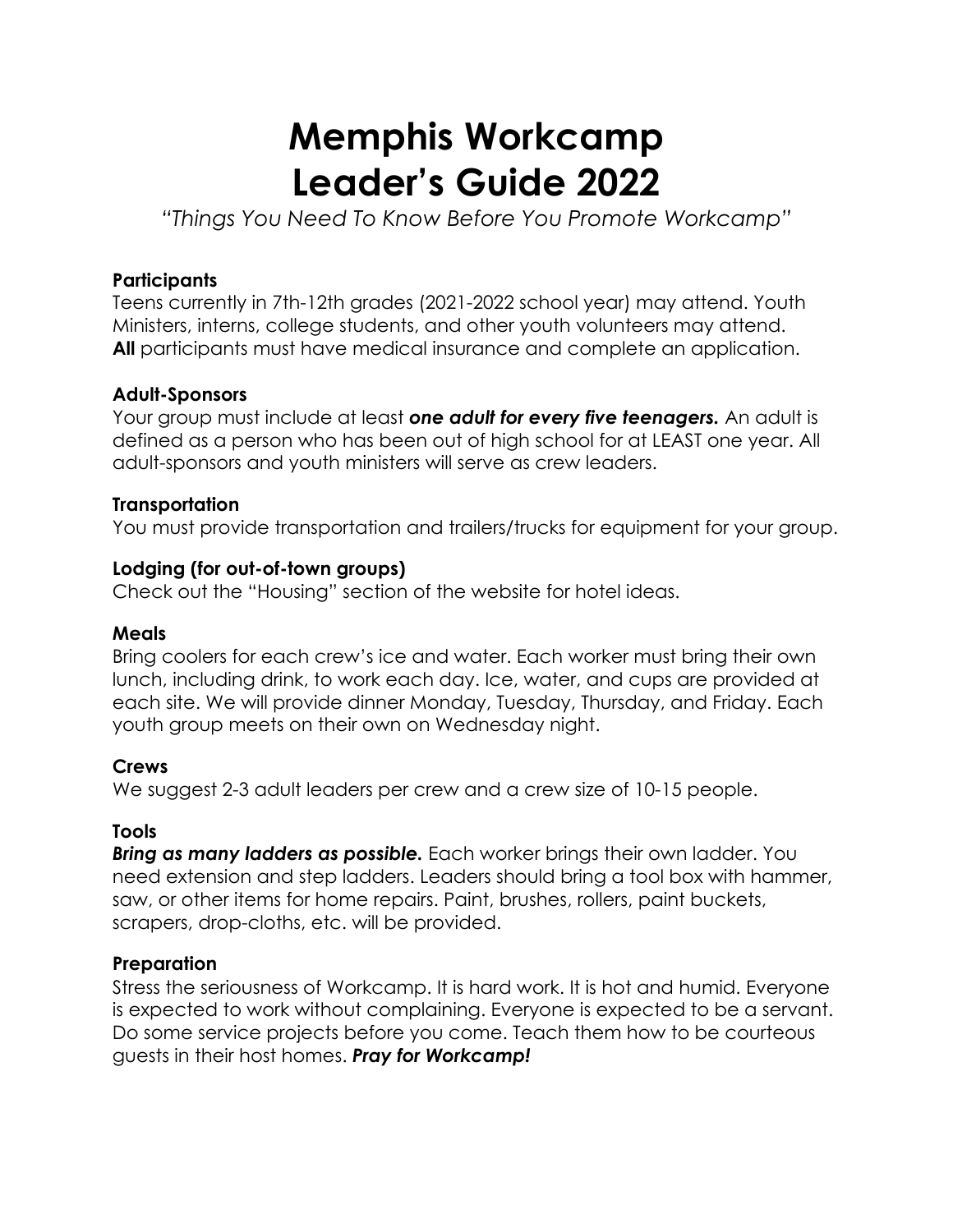# Memphis Workcamp
# Leader's Guide 2022

*"Things You Need To Know Before You Promote Workcamp"*

**Participants**

Teens currently in 7th-12th grades (2021-2022 school year) may attend. Youth Ministers, interns, college students, and other youth volunteers may attend. **All** participants must have medical insurance and complete an application.

**Adult-Sponsors**

Your group must include at least ***one adult for every five teenagers.*** An adult is defined as a person who has been out of high school for at LEAST one year. All adult-sponsors and youth ministers will serve as crew leaders.

**Transportation**

You must provide transportation and trailers/trucks for equipment for your group.

**Lodging (for out-of-town groups)**

Check out the "Housing" section of the website for hotel ideas.

**Meals**

Bring coolers for each crew's ice and water. Each worker must bring their own lunch, including drink, to work each day. Ice, water, and cups are provided at each site. We will provide dinner Monday, Tuesday, Thursday, and Friday. Each youth group meets on their own on Wednesday night.

**Crews**

We suggest 2-3 adult leaders per crew and a crew size of 10-15 people.

**Tools**

***Bring as many ladders as possible.*** Each worker brings their own ladder. You need extension and step ladders. Leaders should bring a tool box with hammer, saw, or other items for home repairs. Paint, brushes, rollers, paint buckets, scrapers, drop-cloths, etc. will be provided.

**Preparation**

Stress the seriousness of Workcamp. It is hard work. It is hot and humid. Everyone is expected to work without complaining. Everyone is expected to be a servant. Do some service projects before you come. Teach them how to be courteous guests in their host homes. ***Pray for Workcamp!***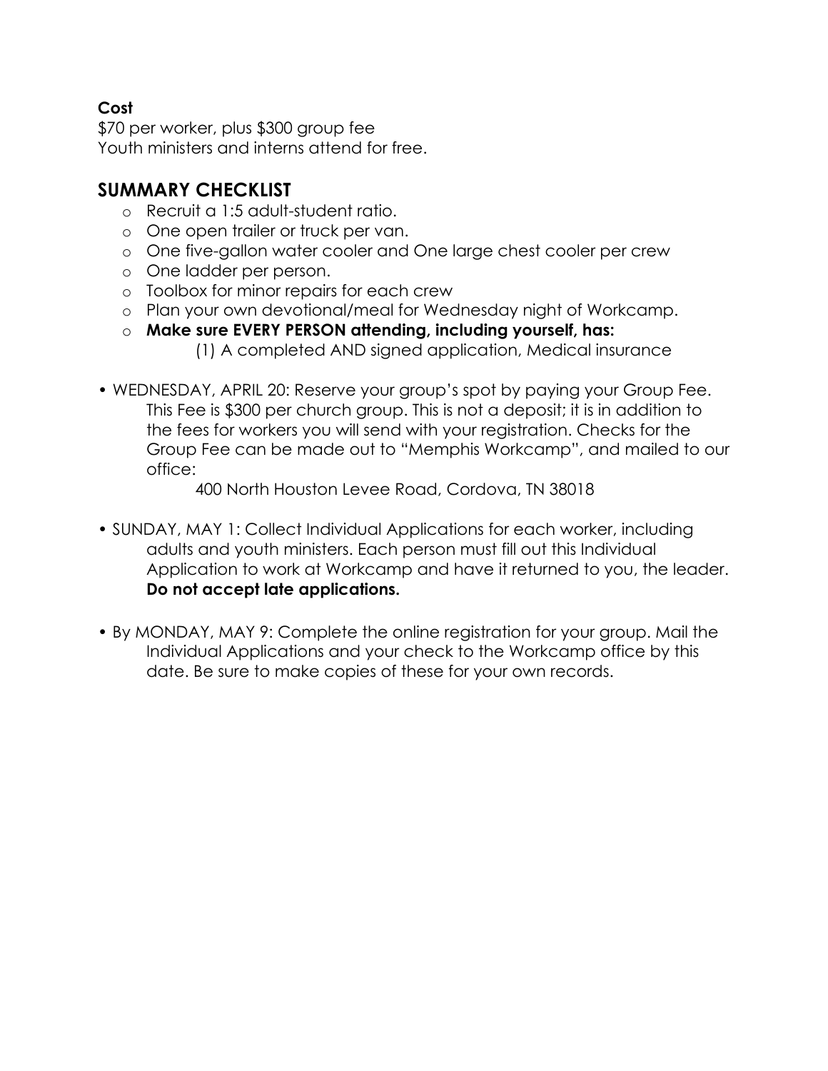**Cost**

$70 per worker, plus $300 group fee
Youth ministers and interns attend for free.

## SUMMARY CHECKLIST

- Recruit a 1:5 adult-student ratio.
- One open trailer or truck per van.
- One five-gallon water cooler and One large chest cooler per crew
- One ladder per person.
- Toolbox for minor repairs for each crew
- Plan your own devotional/meal for Wednesday night of Workcamp.
- **Make sure EVERY PERSON attending, including yourself, has:**
  (1) A completed AND signed application, Medical insurance

- WEDNESDAY, APRIL 20: Reserve your group's spot by paying your Group Fee. This Fee is $300 per church group. This is not a deposit; it is in addition to the fees for workers you will send with your registration. Checks for the Group Fee can be made out to "Memphis Workcamp", and mailed to our office:

  400 North Houston Levee Road, Cordova, TN 38018

- SUNDAY, MAY 1: Collect Individual Applications for each worker, including adults and youth ministers. Each person must fill out this Individual Application to work at Workcamp and have it returned to you, the leader. **Do not accept late applications.**

- By MONDAY, MAY 9: Complete the online registration for your group. Mail the Individual Applications and your check to the Workcamp office by this date. Be sure to make copies of these for your own records.